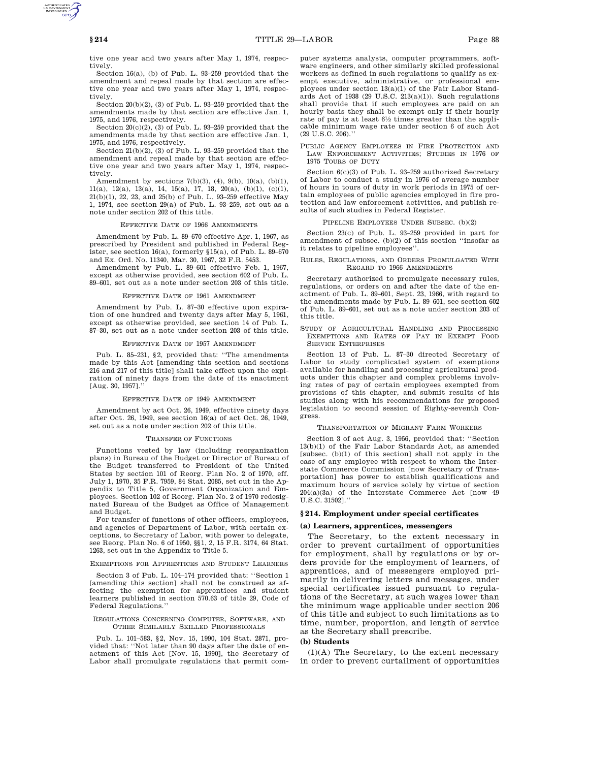tive one year and two years after May 1, 1974, respectively.

Section 16(a), (b) of Pub. L. 93–259 provided that the amendment and repeal made by that section are effective one year and two years after May 1, 1974, respectively.

Section 20(b)(2), (3) of Pub. L. 93–259 provided that the amendments made by that section are effective Jan. 1, 1975, and 1976, respectively.

Section 20(c)(2), (3) of Pub. L. 93–259 provided that the amendments made by that section are effective Jan. 1, 1975, and 1976, respectively.

Section 21(b)(2), (3) of Pub. L. 93–259 provided that the amendment and repeal made by that section are effective one year and two years after May 1, 1974, respectively.

Amendment by sections 7(b)(3), (4), 9(b), 10(a), (b)(1), 11(a), 12(a), 13(a), 14, 15(a), 17, 18, 20(a), (b)(1), (c)(1), 21(b)(1), 22, 23, and 25(b) of Pub. L. 93–259 effective May 1, 1974, see section 29(a) of Pub. L. 93–259, set out as a note under section 202 of this title.

EFFECTIVE DATE OF 1966 AMENDMENTS

Amendment by Pub. L. 89–670 effective Apr. 1, 1967, as prescribed by President and published in Federal Register, see section 16(a), formerly §15(a), of Pub. L. 89–670 and Ex. Ord. No. 11340, Mar. 30, 1967, 32 F.R. 5453.

Amendment by Pub. L. 89–601 effective Feb. 1, 1967, except as otherwise provided, see section 602 of Pub. L. 89–601, set out as a note under section 203 of this title.

EFFECTIVE DATE OF 1961 AMENDMENT

Amendment by Pub. L. 87–30 effective upon expiration of one hundred and twenty days after May 5, 1961, except as otherwise provided, see section 14 of Pub. L. 87–30, set out as a note under section 203 of this title.

EFFECTIVE DATE OF 1957 AMENDMENT

Pub. L. 85–231, §2, provided that: ''The amendments made by this Act [amending this section and sections 216 and 217 of this title] shall take effect upon the expiration of ninety days from the date of its enactment [Aug. 30, 1957].''

EFFECTIVE DATE OF 1949 AMENDMENT

Amendment by act Oct. 26, 1949, effective ninety days after Oct. 26, 1949, see section 16(a) of act Oct. 26, 1949, set out as a note under section 202 of this title.

TRANSFER OF FUNCTIONS

Functions vested by law (including reorganization plans) in Bureau of the Budget or Director of Bureau of the Budget transferred to President of the United States by section 101 of Reorg. Plan No. 2 of 1970, eff. July 1, 1970, 35 F.R. 7959, 84 Stat. 2085, set out in the Appendix to Title 5, Government Organization and Employees. Section 102 of Reorg. Plan No. 2 of 1970 redesignated Bureau of the Budget as Office of Management and Budget.

For transfer of functions of other officers, employees, and agencies of Department of Labor, with certain exceptions, to Secretary of Labor, with power to delegate, see Reorg. Plan No. 6 of 1950, §§1, 2, 15 F.R. 3174, 64 Stat. 1263, set out in the Appendix to Title 5.

EXEMPTIONS FOR APPRENTICES AND STUDENT LEARNERS

Section 3 of Pub. L. 104–174 provided that: ''Section 1 [amending this section] shall not be construed as affecting the exemption for apprentices and student learners published in section 570.63 of title 29, Code of Federal Regulations.''

REGULATIONS CONCERNING COMPUTER, SOFTWARE, AND OTHER SIMILARLY SKILLED PROFESSIONALS

Pub. L. 101–583, §2, Nov. 15, 1990, 104 Stat. 2871, provided that: ''Not later than 90 days after the date of enactment of this Act [Nov. 15, 1990], the Secretary of Labor shall promulgate regulations that permit computer systems analysts, computer programmers, software engineers, and other similarly skilled professional workers as defined in such regulations to qualify as exempt executive, administrative, or professional employees under section 13(a)(1) of the Fair Labor Standards Act of 1938 (29 U.S.C. 213(a)(1)). Such regulations shall provide that if such employees are paid on an hourly basis they shall be exempt only if their hourly rate of pay is at least 6½ times greater than the applicable minimum wage rate under section 6 of such Act (29 U.S.C. 206).''

PUBLIC AGENCY EMPLOYEES IN FIRE PROTECTION AND LAW ENFORCEMENT ACTIVITIES; STUDIES IN 1976 OF 1975 TOURS OF DUTY

Section 6(c)(3) of Pub. L. 93–259 authorized Secretary of Labor to conduct a study in 1976 of average number of hours in tours of duty in work periods in 1975 of certain employees of public agencies employed in fire protection and law enforcement activities, and publish results of such studies in Federal Register.

PIPELINE EMPLOYEES UNDER SUBSEC. (b)(2)

Section 23(c) of Pub. L. 93–259 provided in part for amendment of subsec. (b)(2) of this section ''insofar as it relates to pipeline employees''.

RULES, REGULATIONS, AND ORDERS PROMULGATED WITH REGARD TO 1966 AMENDMENTS

Secretary authorized to promulgate necessary rules, regulations, or orders on and after the date of the enactment of Pub. L. 89–601, Sept. 23, 1966, with regard to the amendments made by Pub. L. 89–601, see section 602 of Pub. L. 89–601, set out as a note under section 203 of this title.

STUDY OF AGRICULTURAL HANDLING AND PROCESSING EXEMPTIONS AND RATES OF PAY IN EXEMPT FOOD SERVICE ENTERPRISES

Section 13 of Pub. L. 87–30 directed Secretary of Labor to study complicated system of exemptions available for handling and processing agricultural products under this chapter and complex problems involving rates of pay of certain employees exempted from provisions of this chapter, and submit results of his studies along with his recommendations for proposed legislation to second session of Eighty-seventh Congress.

TRANSPORTATION OF MIGRANT FARM WORKERS

Section 3 of act Aug. 3, 1956, provided that: ''Section 13(b)(1) of the Fair Labor Standards Act, as amended [subsec. (b)(1) of this section] shall not apply in the case of any employee with respect to whom the Interstate Commerce Commission [now Secretary of Transportation] has power to establish qualifications and maximum hours of service solely by virtue of section 204(a)(3a) of the Interstate Commerce Act [now 49 U.S.C. 31502].''

## §214. Employment under special certificates

### (a) Learners, apprentices, messengers

The Secretary, to the extent necessary in order to prevent curtailment of opportunities for employment, shall by regulations or by orders provide for the employment of learners, of apprentices, and of messengers employed primarily in delivering letters and messages, under special certificates issued pursuant to regulations of the Secretary, at such wages lower than the minimum wage applicable under section 206 of this title and subject to such limitations as to time, number, proportion, and length of service as the Secretary shall prescribe.

### (b) Students

(1)(A) The Secretary, to the extent necessary in order to prevent curtailment of opportunities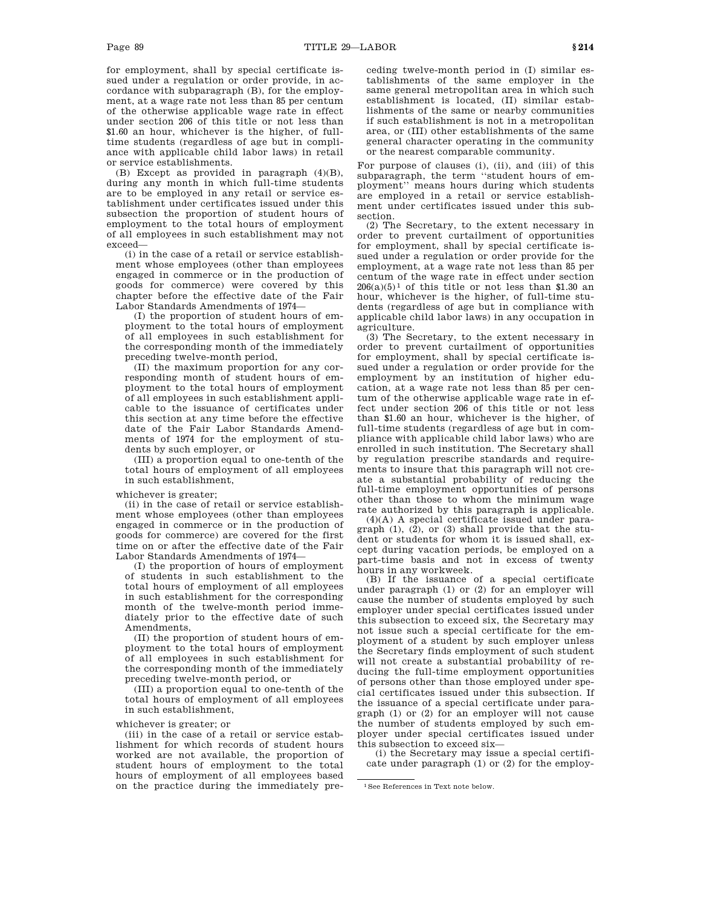for employment, shall by special certificate issued under a regulation or order provide, in accordance with subparagraph (B), for the employment, at a wage rate not less than 85 per centum of the otherwise applicable wage rate in effect under section 206 of this title or not less than $1.60 an hour, whichever is the higher, of full-time students (regardless of age but in compliance with applicable child labor laws) in retail or service establishments.

(B) Except as provided in paragraph (4)(B), during any month in which full-time students are to be employed in any retail or service establishment under certificates issued under this subsection the proportion of student hours of employment to the total hours of employment of all employees in such establishment may not exceed—

(i) in the case of a retail or service establishment whose employees (other than employees engaged in commerce or in the production of goods for commerce) were covered by this chapter before the effective date of the Fair Labor Standards Amendments of 1974—

(I) the proportion of student hours of employment to the total hours of employment of all employees in such establishment for the corresponding month of the immediately preceding twelve-month period,

(II) the maximum proportion for any corresponding month of student hours of employment to the total hours of employment of all employees in such establishment applicable to the issuance of certificates under this section at any time before the effective date of the Fair Labor Standards Amendments of 1974 for the employment of students by such employer, or

(III) a proportion equal to one-tenth of the total hours of employment of all employees in such establishment,

whichever is greater;

(ii) in the case of retail or service establishment whose employees (other than employees engaged in commerce or in the production of goods for commerce) are covered for the first time on or after the effective date of the Fair Labor Standards Amendments of 1974—

(I) the proportion of hours of employment of students in such establishment to the total hours of employment of all employees in such establishment for the corresponding month of the twelve-month period immediately prior to the effective date of such Amendments,

(II) the proportion of student hours of employment to the total hours of employment of all employees in such establishment for the corresponding month of the immediately preceding twelve-month period, or

(III) a proportion equal to one-tenth of the total hours of employment of all employees in such establishment,

whichever is greater; or

(iii) in the case of a retail or service establishment for which records of student hours worked are not available, the proportion of student hours of employment to the total hours of employment of all employees based on the practice during the immediately preceding twelve-month period in (I) similar establishments of the same employer in the same general metropolitan area in which such establishment is located, (II) similar establishments of the same or nearby communities if such establishment is not in a metropolitan area, or (III) other establishments of the same general character operating in the community or the nearest comparable community.

For purpose of clauses (i), (ii), and (iii) of this subparagraph, the term "student hours of employment" means hours during which students are employed in a retail or service establishment under certificates issued under this subsection.

(2) The Secretary, to the extent necessary in order to prevent curtailment of opportunities for employment, shall by special certificate issued under a regulation or order provide for the employment, at a wage rate not less than 85 per centum of the wage rate in effect under section 206(a)(5)[1] of this title or not less than $1.30 an hour, whichever is the higher, of full-time students (regardless of age but in compliance with applicable child labor laws) in any occupation in agriculture.

(3) The Secretary, to the extent necessary in order to prevent curtailment of opportunities for employment, shall by special certificate issued under a regulation or order provide for the employment by an institution of higher education, at a wage rate not less than 85 per centum of the otherwise applicable wage rate in effect under section 206 of this title or not less than $1.60 an hour, whichever is the higher, of full-time students (regardless of age but in compliance with applicable child labor laws) who are enrolled in such institution. The Secretary shall by regulation prescribe standards and requirements to insure that this paragraph will not create a substantial probability of reducing the full-time employment opportunities of persons other than those to whom the minimum wage rate authorized by this paragraph is applicable.

(4)(A) A special certificate issued under paragraph (1), (2), or (3) shall provide that the student or students for whom it is issued shall, except during vacation periods, be employed on a part-time basis and not in excess of twenty hours in any workweek.

(B) If the issuance of a special certificate under paragraph (1) or (2) for an employer will cause the number of students employed by such employer under special certificates issued under this subsection to exceed six, the Secretary may not issue such a special certificate for the employment of a student by such employer unless the Secretary finds employment of such student will not create a substantial probability of reducing the full-time employment opportunities of persons other than those employed under special certificates issued under this subsection. If the issuance of a special certificate under paragraph (1) or (2) for an employer will not cause the number of students employed by such employer under special certificates issued under this subsection to exceed six—

(i) the Secretary may issue a special certificate under paragraph (1) or (2) for the employ-

[1] See References in Text note below.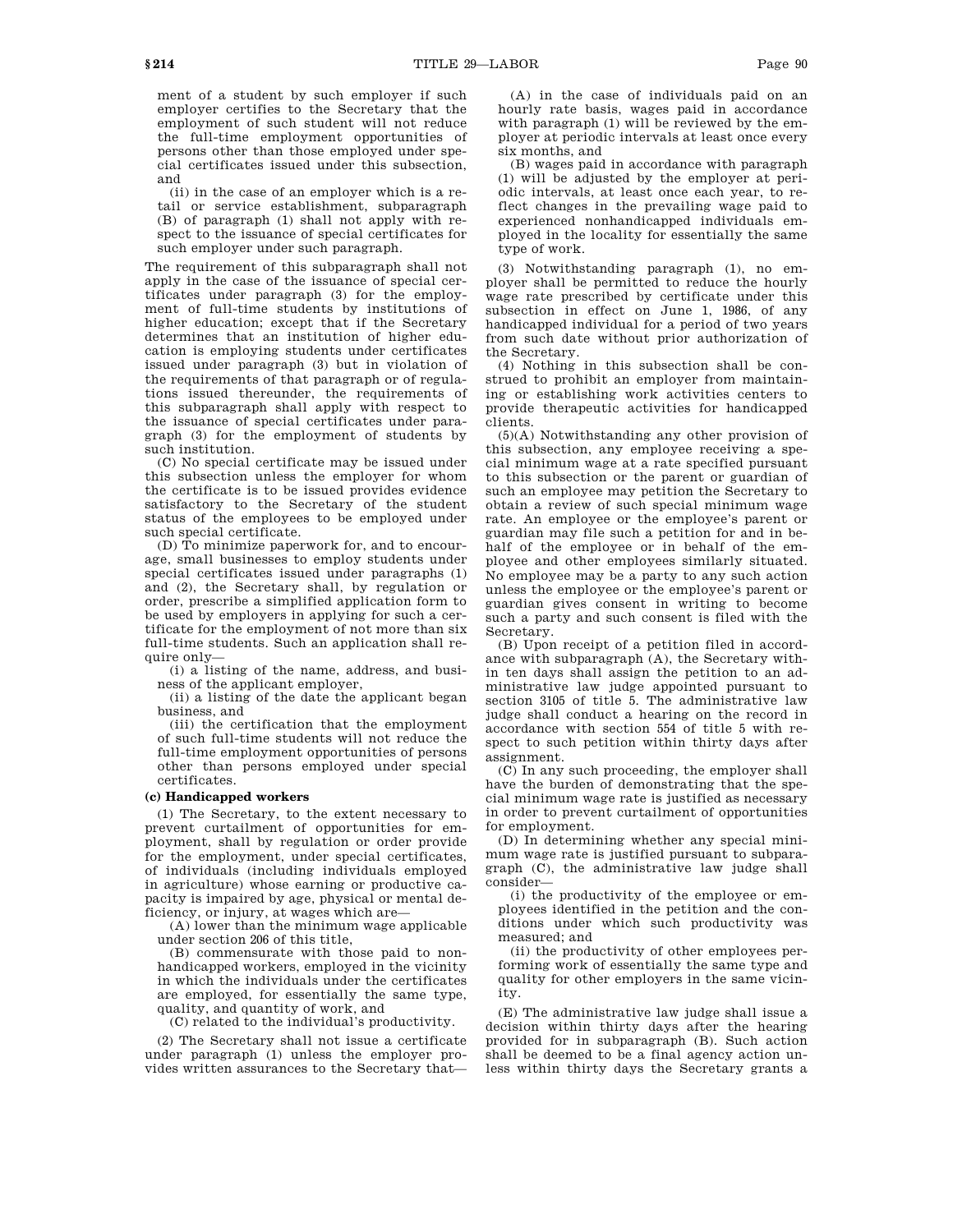ment of a student by such employer if such employer certifies to the Secretary that the employment of such student will not reduce the full-time employment opportunities of persons other than those employed under special certificates issued under this subsection, and

(ii) in the case of an employer which is a retail or service establishment, subparagraph (B) of paragraph (1) shall not apply with respect to the issuance of special certificates for such employer under such paragraph.

The requirement of this subparagraph shall not apply in the case of the issuance of special certificates under paragraph (3) for the employment of full-time students by institutions of higher education; except that if the Secretary determines that an institution of higher education is employing students under certificates issued under paragraph (3) but in violation of the requirements of that paragraph or of regulations issued thereunder, the requirements of this subparagraph shall apply with respect to the issuance of special certificates under paragraph (3) for the employment of students by such institution.

(C) No special certificate may be issued under this subsection unless the employer for whom the certificate is to be issued provides evidence satisfactory to the Secretary of the student status of the employees to be employed under such special certificate.

(D) To minimize paperwork for, and to encourage, small businesses to employ students under special certificates issued under paragraphs (1) and (2), the Secretary shall, by regulation or order, prescribe a simplified application form to be used by employers in applying for such a certificate for the employment of not more than six full-time students. Such an application shall require only—

(i) a listing of the name, address, and business of the applicant employer,

(ii) a listing of the date the applicant began business, and

(iii) the certification that the employment of such full-time students will not reduce the full-time employment opportunities of persons other than persons employed under special certificates.

**(c) Handicapped workers**

(1) The Secretary, to the extent necessary to prevent curtailment of opportunities for employment, shall by regulation or order provide for the employment, under special certificates, of individuals (including individuals employed in agriculture) whose earning or productive capacity is impaired by age, physical or mental deficiency, or injury, at wages which are—

(A) lower than the minimum wage applicable under section 206 of this title,

(B) commensurate with those paid to nonhandicapped workers, employed in the vicinity in which the individuals under the certificates are employed, for essentially the same type, quality, and quantity of work, and

(C) related to the individual's productivity.

(2) The Secretary shall not issue a certificate under paragraph (1) unless the employer provides written assurances to the Secretary that—

(A) in the case of individuals paid on an hourly rate basis, wages paid in accordance with paragraph (1) will be reviewed by the employer at periodic intervals at least once every six months, and

(B) wages paid in accordance with paragraph (1) will be adjusted by the employer at periodic intervals, at least once each year, to reflect changes in the prevailing wage paid to experienced nonhandicapped individuals employed in the locality for essentially the same type of work.

(3) Notwithstanding paragraph (1), no employer shall be permitted to reduce the hourly wage rate prescribed by certificate under this subsection in effect on June 1, 1986, of any handicapped individual for a period of two years from such date without prior authorization of the Secretary.

(4) Nothing in this subsection shall be construed to prohibit an employer from maintaining or establishing work activities centers to provide therapeutic activities for handicapped clients.

(5)(A) Notwithstanding any other provision of this subsection, any employee receiving a special minimum wage at a rate specified pursuant to this subsection or the parent or guardian of such an employee may petition the Secretary to obtain a review of such special minimum wage rate. An employee or the employee's parent or guardian may file such a petition for and in behalf of the employee or in behalf of the employee and other employees similarly situated. No employee may be a party to any such action unless the employee or the employee's parent or guardian gives consent in writing to become such a party and such consent is filed with the Secretary.

(B) Upon receipt of a petition filed in accordance with subparagraph (A), the Secretary within ten days shall assign the petition to an administrative law judge appointed pursuant to section 3105 of title 5. The administrative law judge shall conduct a hearing on the record in accordance with section 554 of title 5 with respect to such petition within thirty days after assignment.

(C) In any such proceeding, the employer shall have the burden of demonstrating that the special minimum wage rate is justified as necessary in order to prevent curtailment of opportunities for employment.

(D) In determining whether any special minimum wage rate is justified pursuant to subparagraph (C), the administrative law judge shall consider—

(i) the productivity of the employee or employees identified in the petition and the conditions under which such productivity was measured; and

(ii) the productivity of other employees performing work of essentially the same type and quality for other employers in the same vicinity.

(E) The administrative law judge shall issue a decision within thirty days after the hearing provided for in subparagraph (B). Such action shall be deemed to be a final agency action unless within thirty days the Secretary grants a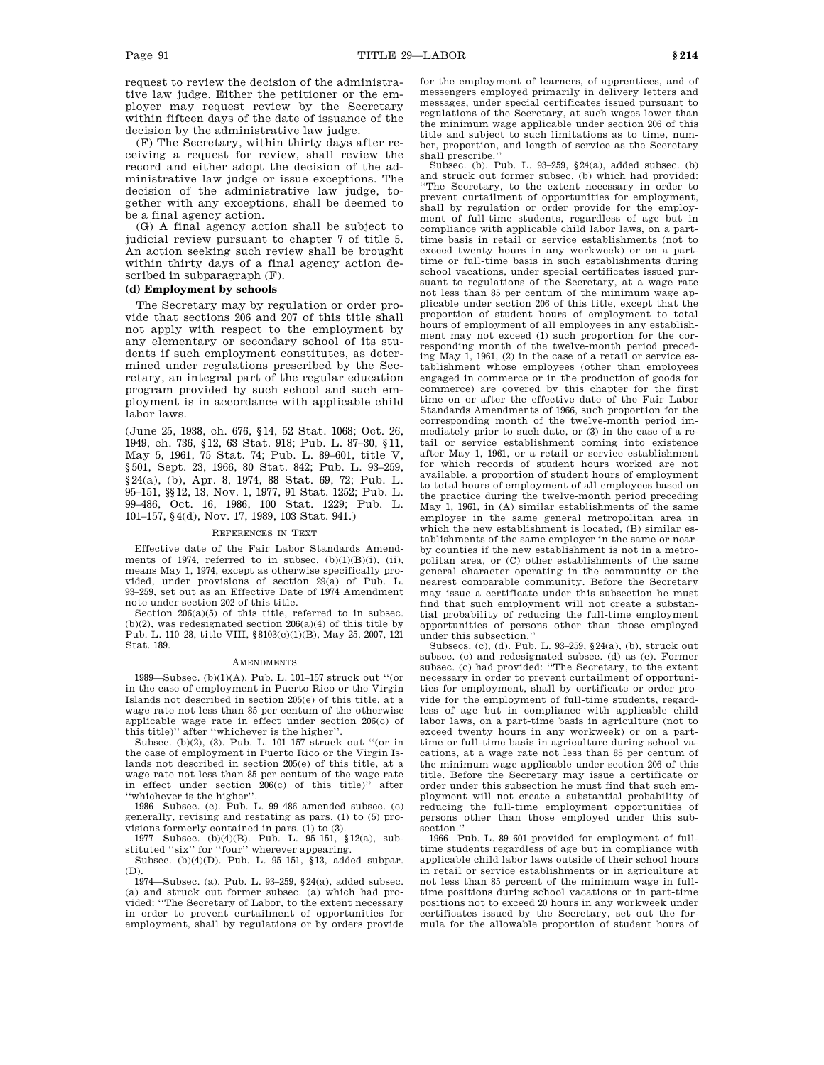request to review the decision of the administrative law judge. Either the petitioner or the employer may request review by the Secretary within fifteen days of the date of issuance of the decision by the administrative law judge.

(F) The Secretary, within thirty days after receiving a request for review, shall review the record and either adopt the decision of the administrative law judge or issue exceptions. The decision of the administrative law judge, together with any exceptions, shall be deemed to be a final agency action.

(G) A final agency action shall be subject to judicial review pursuant to chapter 7 of title 5. An action seeking such review shall be brought within thirty days of a final agency action described in subparagraph (F).

**(d) Employment by schools**

The Secretary may by regulation or order provide that sections 206 and 207 of this title shall not apply with respect to the employment by any elementary or secondary school of its students if such employment constitutes, as determined under regulations prescribed by the Secretary, an integral part of the regular education program provided by such school and such employment is in accordance with applicable child labor laws.

(June 25, 1938, ch. 676, §14, 52 Stat. 1068; Oct. 26, 1949, ch. 736, §12, 63 Stat. 918; Pub. L. 87–30, §11, May 5, 1961, 75 Stat. 74; Pub. L. 89–601, title V, §501, Sept. 23, 1966, 80 Stat. 842; Pub. L. 93–259, §24(a), (b), Apr. 8, 1974, 88 Stat. 69, 72; Pub. L. 95–151, §§12, 13, Nov. 1, 1977, 91 Stat. 1252; Pub. L. 99–486, Oct. 16, 1986, 100 Stat. 1229; Pub. L. 101–157, §4(d), Nov. 17, 1989, 103 Stat. 941.)

REFERENCES IN TEXT

Effective date of the Fair Labor Standards Amendments of 1974, referred to in subsec. (b)(1)(B)(i), (ii), means May 1, 1974, except as otherwise specifically provided, under provisions of section 29(a) of Pub. L. 93–259, set out as an Effective Date of 1974 Amendment note under section 202 of this title.

Section 206(a)(5) of this title, referred to in subsec. (b)(2), was redesignated section 206(a)(4) of this title by Pub. L. 110–28, title VIII, §8103(c)(1)(B), May 25, 2007, 121 Stat. 189.

AMENDMENTS

1989—Subsec. (b)(1)(A). Pub. L. 101–157 struck out "(or in the case of employment in Puerto Rico or the Virgin Islands not described in section 205(e) of this title, at a wage rate not less than 85 per centum of the otherwise applicable wage rate in effect under section 206(c) of this title)" after "whichever is the higher".

Subsec. (b)(2), (3). Pub. L. 101–157 struck out "(or in the case of employment in Puerto Rico or the Virgin Islands not described in section 205(e) of this title, at a wage rate not less than 85 per centum of the wage rate in effect under section 206(c) of this title)" after "whichever is the higher".

1986—Subsec. (c). Pub. L. 99–486 amended subsec. (c) generally, revising and restating as pars. (1) to (5) provisions formerly contained in pars. (1) to (3).

1977—Subsec. (b)(4)(B). Pub. L. 95–151, §12(a), substituted "six" for "four" wherever appearing.

Subsec. (b)(4)(D). Pub. L. 95–151, §13, added subpar. (D).

1974—Subsec. (a). Pub. L. 93–259, §24(a), added subsec. (a) and struck out former subsec. (a) which had provided: "The Secretary of Labor, to the extent necessary in order to prevent curtailment of opportunities for employment, shall by regulations or by orders provide for the employment of learners, of apprentices, and of messengers employed primarily in delivery letters and messages, under special certificates issued pursuant to regulations of the Secretary, at such wages lower than the minimum wage applicable under section 206 of this title and subject to such limitations as to time, number, proportion, and length of service as the Secretary shall prescribe."

Subsec. (b). Pub. L. 93–259, §24(a), added subsec. (b) and struck out former subsec. (b) which had provided: "The Secretary, to the extent necessary in order to prevent curtailment of opportunities for employment, shall by regulation or order provide for the employment of full-time students, regardless of age but in compliance with applicable child labor laws, on a part-time basis in retail or service establishments (not to exceed twenty hours in any workweek) or on a part-time or full-time basis in such establishments during school vacations, under special certificates issued pursuant to regulations of the Secretary, at a wage rate not less than 85 per centum of the minimum wage applicable under section 206 of this title, except that the proportion of student hours of employment to total hours of employment of all employees in any establishment may not exceed (1) such proportion for the corresponding month of the twelve-month period preceding May 1, 1961, (2) in the case of a retail or service establishment whose employees (other than employees engaged in commerce or in the production of goods for commerce) are covered by this chapter for the first time on or after the effective date of the Fair Labor Standards Amendments of 1966, such proportion for the corresponding month of the twelve-month period immediately prior to such date, or (3) in the case of a retail or service establishment coming into existence after May 1, 1961, or a retail or service establishment for which records of student hours worked are not available, a proportion of student hours of employment to total hours of employment of all employees based on the practice during the twelve-month period preceding May 1, 1961, in (A) similar establishments of the same employer in the same general metropolitan area in which the new establishment is located, (B) similar establishments of the same employer in the same or nearby counties if the new establishment is not in a metropolitan area, or (C) other establishments of the same general character operating in the community or the nearest comparable community. Before the Secretary may issue a certificate under this subsection he must find that such employment will not create a substantial probability of reducing the full-time employment opportunities of persons other than those employed under this subsection."

Subsecs. (c), (d). Pub. L. 93–259, §24(a), (b), struck out subsec. (c) and redesignated subsec. (d) as (c). Former subsec. (c) had provided: "The Secretary, to the extent necessary in order to prevent curtailment of opportunities for employment, shall by certificate or order provide for the employment of full-time students, regardless of age but in compliance with applicable child labor laws, on a part-time basis in agriculture (not to exceed twenty hours in any workweek) or on a part-time or full-time basis in agriculture during school vacations, at a wage rate not less than 85 per centum of the minimum wage applicable under section 206 of this title. Before the Secretary may issue a certificate or order under this subsection he must find that such employment will not create a substantial probability of reducing the full-time employment opportunities of persons other than those employed under this subsection."

1966—Pub. L. 89–601 provided for employment of full-time students regardless of age but in compliance with applicable child labor laws outside of their school hours in retail or service establishments or in agriculture at not less than 85 percent of the minimum wage in full-time positions during school vacations or in part-time positions not to exceed 20 hours in any workweek under certificates issued by the Secretary, set out the formula for the allowable proportion of student hours of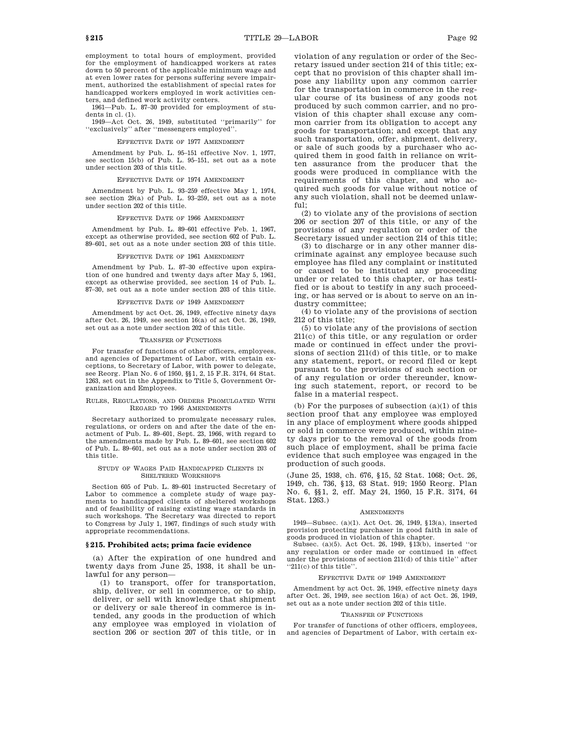employment to total hours of employment, provided for the employment of handicapped workers at rates down to 50 percent of the applicable minimum wage and at even lower rates for persons suffering severe impairment, authorized the establishment of special rates for handicapped workers employed in work activities centers, and defined work activity centers.

1961—Pub. L. 87–30 provided for employment of students in cl. (1).

1949—Act Oct. 26, 1949, substituted ''primarily'' for ''exclusively'' after ''messengers employed''.

EFFECTIVE DATE OF 1977 AMENDMENT

Amendment by Pub. L. 95–151 effective Nov. 1, 1977, see section 15(b) of Pub. L. 95–151, set out as a note under section 203 of this title.

EFFECTIVE DATE OF 1974 AMENDMENT

Amendment by Pub. L. 93–259 effective May 1, 1974, see section 29(a) of Pub. L. 93–259, set out as a note under section 202 of this title.

EFFECTIVE DATE OF 1966 AMENDMENT

Amendment by Pub. L. 89–601 effective Feb. 1, 1967, except as otherwise provided, see section 602 of Pub. L. 89–601, set out as a note under section 203 of this title.

EFFECTIVE DATE OF 1961 AMENDMENT

Amendment by Pub. L. 87–30 effective upon expiration of one hundred and twenty days after May 5, 1961, except as otherwise provided, see section 14 of Pub. L. 87–30, set out as a note under section 203 of this title.

EFFECTIVE DATE OF 1949 AMENDMENT

Amendment by act Oct. 26, 1949, effective ninety days after Oct. 26, 1949, see section 16(a) of act Oct. 26, 1949, set out as a note under section 202 of this title.

TRANSFER OF FUNCTIONS

For transfer of functions of other officers, employees, and agencies of Department of Labor, with certain exceptions, to Secretary of Labor, with power to delegate, see Reorg. Plan No. 6 of 1950, §§1, 2, 15 F.R. 3174, 64 Stat. 1263, set out in the Appendix to Title 5, Government Organization and Employees.

RULES, REGULATIONS, AND ORDERS PROMULGATED WITH REGARD TO 1966 AMENDMENTS

Secretary authorized to promulgate necessary rules, regulations, or orders on and after the date of the enactment of Pub. L. 89–601, Sept. 23, 1966, with regard to the amendments made by Pub. L. 89–601, see section 602 of Pub. L. 89–601, set out as a note under section 203 of this title.

STUDY OF WAGES PAID HANDICAPPED CLIENTS IN SHELTERED WORKSHOPS

Section 605 of Pub. L. 89–601 instructed Secretary of Labor to commence a complete study of wage payments to handicapped clients of sheltered workshops and of feasibility of raising existing wage standards in such workshops. The Secretary was directed to report to Congress by July 1, 1967, findings of such study with appropriate recommendations.

### § 215. Prohibited acts; prima facie evidence

(a) After the expiration of one hundred and twenty days from June 25, 1938, it shall be unlawful for any person—

(1) to transport, offer for transportation, ship, deliver, or sell in commerce, or to ship, deliver, or sell with knowledge that shipment or delivery or sale thereof in commerce is intended, any goods in the production of which any employee was employed in violation of section 206 or section 207 of this title, or in violation of any regulation or order of the Secretary issued under section 214 of this title; except that no provision of this chapter shall impose any liability upon any common carrier for the transportation in commerce in the regular course of its business of any goods not produced by such common carrier, and no provision of this chapter shall excuse any common carrier from its obligation to accept any goods for transportation; and except that any such transportation, offer, shipment, delivery, or sale of such goods by a purchaser who acquired them in good faith in reliance on written assurance from the producer that the goods were produced in compliance with the requirements of this chapter, and who acquired such goods for value without notice of any such violation, shall not be deemed unlawful;

(2) to violate any of the provisions of section 206 or section 207 of this title, or any of the provisions of any regulation or order of the Secretary issued under section 214 of this title;

(3) to discharge or in any other manner discriminate against any employee because such employee has filed any complaint or instituted or caused to be instituted any proceeding under or related to this chapter, or has testified or is about to testify in any such proceeding, or has served or is about to serve on an industry committee;

(4) to violate any of the provisions of section 212 of this title;

(5) to violate any of the provisions of section 211(c) of this title, or any regulation or order made or continued in effect under the provisions of section 211(d) of this title, or to make any statement, report, or record filed or kept pursuant to the provisions of such section or of any regulation or order thereunder, knowing such statement, report, or record to be false in a material respect.

(b) For the purposes of subsection (a)(1) of this section proof that any employee was employed in any place of employment where goods shipped or sold in commerce were produced, within ninety days prior to the removal of the goods from such place of employment, shall be prima facie evidence that such employee was engaged in the production of such goods.

(June 25, 1938, ch. 676, §15, 52 Stat. 1068; Oct. 26, 1949, ch. 736, §13, 63 Stat. 919; 1950 Reorg. Plan No. 6, §§1, 2, eff. May 24, 1950, 15 F.R. 3174, 64 Stat. 1263.)

AMENDMENTS

1949—Subsec. (a)(1). Act Oct. 26, 1949, §13(a), inserted provision protecting purchaser in good faith in sale of goods produced in violation of this chapter.

Subsec. (a)(5). Act Oct. 26, 1949, §13(b), inserted ''or any regulation or order made or continued in effect under the provisions of section 211(d) of this title'' after ''211(c) of this title''.

EFFECTIVE DATE OF 1949 AMENDMENT

Amendment by act Oct. 26, 1949, effective ninety days after Oct. 26, 1949, see section 16(a) of act Oct. 26, 1949, set out as a note under section 202 of this title.

TRANSFER OF FUNCTIONS

For transfer of functions of other officers, employees, and agencies of Department of Labor, with certain ex-